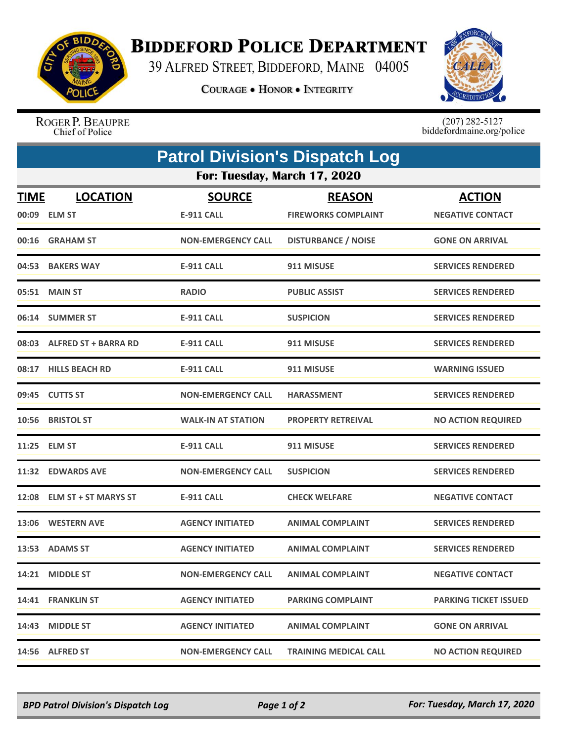# Biddeford Police Department

39 Alfred Street, Biddeford, Maine 04005

**Courage • Honor • Integrity**

Roger P. Beaupre
Chief of Police

(207) 282-5127
biddefordmaine.org/police

## Patrol Division's Dispatch Log

### For: Tuesday, March 17, 2020

| TIME | LOCATION | SOURCE | REASON | ACTION |
|---|---|---|---|---|
| 00:09 | ELM ST | E-911 CALL | FIREWORKS COMPLAINT | NEGATIVE CONTACT |
| 00:16 | GRAHAM ST | NON-EMERGENCY CALL | DISTURBANCE / NOISE | GONE ON ARRIVAL |
| 04:53 | BAKERS WAY | E-911 CALL | 911 MISUSE | SERVICES RENDERED |
| 05:51 | MAIN ST | RADIO | PUBLIC ASSIST | SERVICES RENDERED |
| 06:14 | SUMMER ST | E-911 CALL | SUSPICION | SERVICES RENDERED |
| 08:03 | ALFRED ST + BARRA RD | E-911 CALL | 911 MISUSE | SERVICES RENDERED |
| 08:17 | HILLS BEACH RD | E-911 CALL | 911 MISUSE | WARNING ISSUED |
| 09:45 | CUTTS ST | NON-EMERGENCY CALL | HARASSMENT | SERVICES RENDERED |
| 10:56 | BRISTOL ST | WALK-IN AT STATION | PROPERTY RETREIVAL | NO ACTION REQUIRED |
| 11:25 | ELM ST | E-911 CALL | 911 MISUSE | SERVICES RENDERED |
| 11:32 | EDWARDS AVE | NON-EMERGENCY CALL | SUSPICION | SERVICES RENDERED |
| 12:08 | ELM ST + ST MARYS ST | E-911 CALL | CHECK WELFARE | NEGATIVE CONTACT |
| 13:06 | WESTERN AVE | AGENCY INITIATED | ANIMAL COMPLAINT | SERVICES RENDERED |
| 13:53 | ADAMS ST | AGENCY INITIATED | ANIMAL COMPLAINT | SERVICES RENDERED |
| 14:21 | MIDDLE ST | NON-EMERGENCY CALL | ANIMAL COMPLAINT | NEGATIVE CONTACT |
| 14:41 | FRANKLIN ST | AGENCY INITIATED | PARKING COMPLAINT | PARKING TICKET ISSUED |
| 14:43 | MIDDLE ST | AGENCY INITIATED | ANIMAL COMPLAINT | GONE ON ARRIVAL |
| 14:56 | ALFRED ST | NON-EMERGENCY CALL | TRAINING MEDICAL CALL | NO ACTION REQUIRED |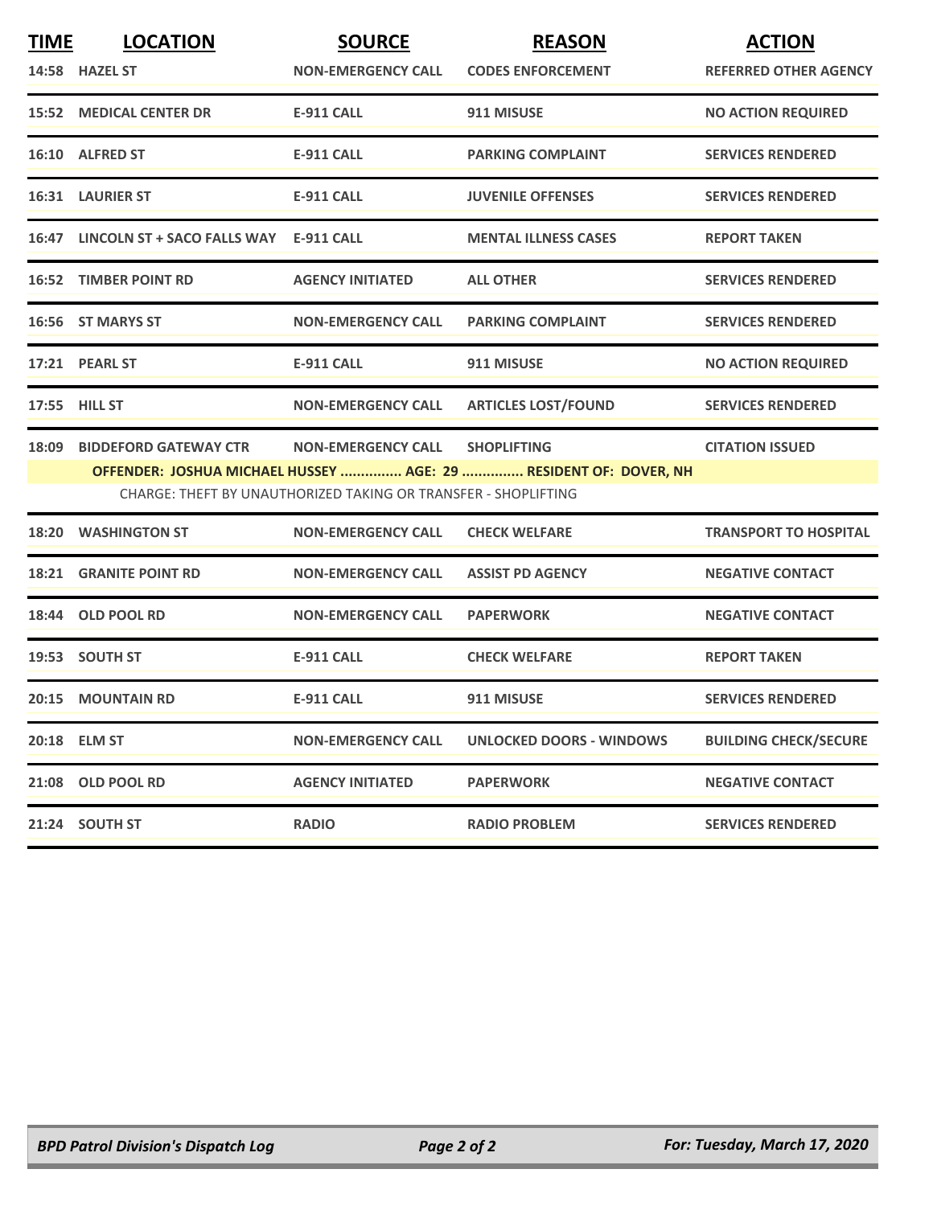| TIME | LOCATION | SOURCE | REASON | ACTION |
|---|---|---|---|---|
| 14:58 | HAZEL ST | NON-EMERGENCY CALL | CODES ENFORCEMENT | REFERRED OTHER AGENCY |
| 15:52 | MEDICAL CENTER DR | E-911 CALL | 911 MISUSE | NO ACTION REQUIRED |
| 16:10 | ALFRED ST | E-911 CALL | PARKING COMPLAINT | SERVICES RENDERED |
| 16:31 | LAURIER ST | E-911 CALL | JUVENILE OFFENSES | SERVICES RENDERED |
| 16:47 | LINCOLN ST + SACO FALLS WAY | E-911 CALL | MENTAL ILLNESS CASES | REPORT TAKEN |
| 16:52 | TIMBER POINT RD | AGENCY INITIATED | ALL OTHER | SERVICES RENDERED |
| 16:56 | ST MARYS ST | NON-EMERGENCY CALL | PARKING COMPLAINT | SERVICES RENDERED |
| 17:21 | PEARL ST | E-911 CALL | 911 MISUSE | NO ACTION REQUIRED |
| 17:55 | HILL ST | NON-EMERGENCY CALL | ARTICLES LOST/FOUND | SERVICES RENDERED |
| 18:09 | BIDDEFORD GATEWAY CTR | NON-EMERGENCY CALL | SHOPLIFTING | CITATION ISSUED |
| | OFFENDER: JOSHUA MICHAEL HUSSEY ............... AGE: 29 ............... RESIDENT OF: DOVER, NH<br>CHARGE: THEFT BY UNAUTHORIZED TAKING OR TRANSFER - SHOPLIFTING | | | |
| 18:20 | WASHINGTON ST | NON-EMERGENCY CALL | CHECK WELFARE | TRANSPORT TO HOSPITAL |
| 18:21 | GRANITE POINT RD | NON-EMERGENCY CALL | ASSIST PD AGENCY | NEGATIVE CONTACT |
| 18:44 | OLD POOL RD | NON-EMERGENCY CALL | PAPERWORK | NEGATIVE CONTACT |
| 19:53 | SOUTH ST | E-911 CALL | CHECK WELFARE | REPORT TAKEN |
| 20:15 | MOUNTAIN RD | E-911 CALL | 911 MISUSE | SERVICES RENDERED |
| 20:18 | ELM ST | NON-EMERGENCY CALL | UNLOCKED DOORS - WINDOWS | BUILDING CHECK/SECURE |
| 21:08 | OLD POOL RD | AGENCY INITIATED | PAPERWORK | NEGATIVE CONTACT |
| 21:24 | SOUTH ST | RADIO | RADIO PROBLEM | SERVICES RENDERED |